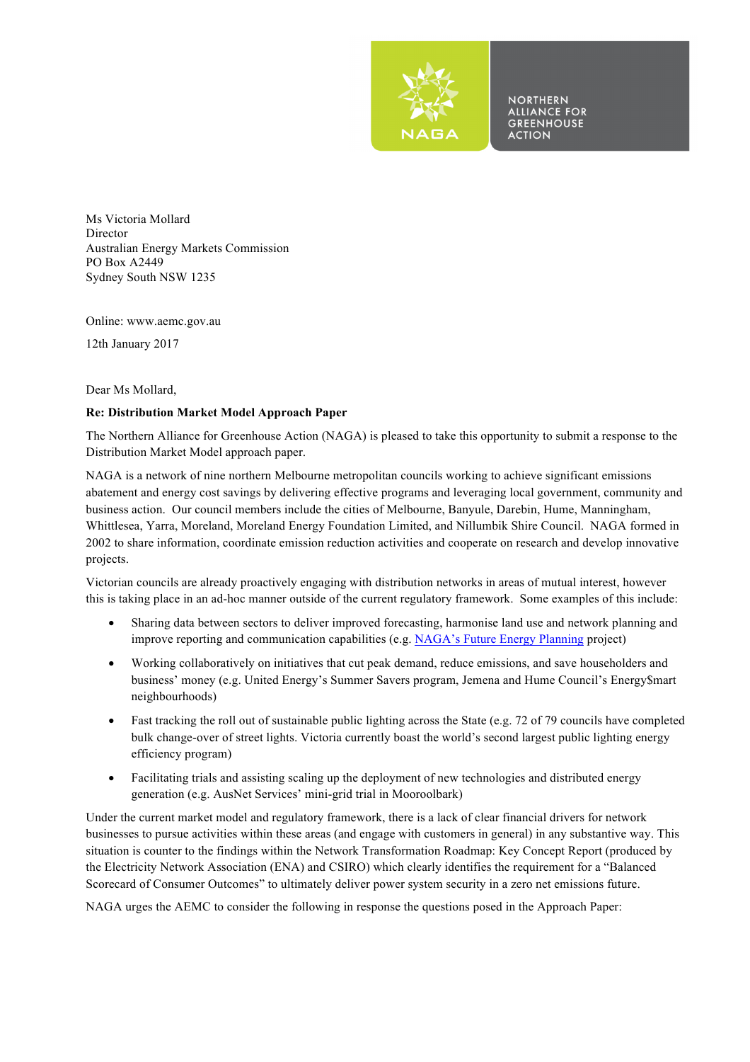NORTHERN ALLIANCE FOR GREENHOUSE ACTION

NAGA

Ms Victoria Mollard
Director
Australian Energy Markets Commission
PO Box A2449
Sydney South NSW 1235

Online: www.aemc.gov.au

12th January 2017

Dear Ms Mollard,

**Re: Distribution Market Model Approach Paper**

The Northern Alliance for Greenhouse Action (NAGA) is pleased to take this opportunity to submit a response to the Distribution Market Model approach paper.

NAGA is a network of nine northern Melbourne metropolitan councils working to achieve significant emissions abatement and energy cost savings by delivering effective programs and leveraging local government, community and business action. Our council members include the cities of Melbourne, Banyule, Darebin, Hume, Manningham, Whittlesea, Yarra, Moreland, Moreland Energy Foundation Limited, and Nillumbik Shire Council. NAGA formed in 2002 to share information, coordinate emission reduction activities and cooperate on research and develop innovative projects.

Victorian councils are already proactively engaging with distribution networks in areas of mutual interest, however this is taking place in an ad-hoc manner outside of the current regulatory framework. Some examples of this include:

- Sharing data between sectors to deliver improved forecasting, harmonise land use and network planning and improve reporting and communication capabilities (e.g. NAGA's Future Energy Planning project)
- Working collaboratively on initiatives that cut peak demand, reduce emissions, and save householders and business' money (e.g. United Energy's Summer Savers program, Jemena and Hume Council's Energy$mart neighbourhoods)
- Fast tracking the roll out of sustainable public lighting across the State (e.g. 72 of 79 councils have completed bulk change-over of street lights. Victoria currently boast the world's second largest public lighting energy efficiency program)
- Facilitating trials and assisting scaling up the deployment of new technologies and distributed energy generation (e.g. AusNet Services' mini-grid trial in Mooroolbark)

Under the current market model and regulatory framework, there is a lack of clear financial drivers for network businesses to pursue activities within these areas (and engage with customers in general) in any substantive way. This situation is counter to the findings within the Network Transformation Roadmap: Key Concept Report (produced by the Electricity Network Association (ENA) and CSIRO) which clearly identifies the requirement for a "Balanced Scorecard of Consumer Outcomes" to ultimately deliver power system security in a zero net emissions future.

NAGA urges the AEMC to consider the following in response the questions posed in the Approach Paper: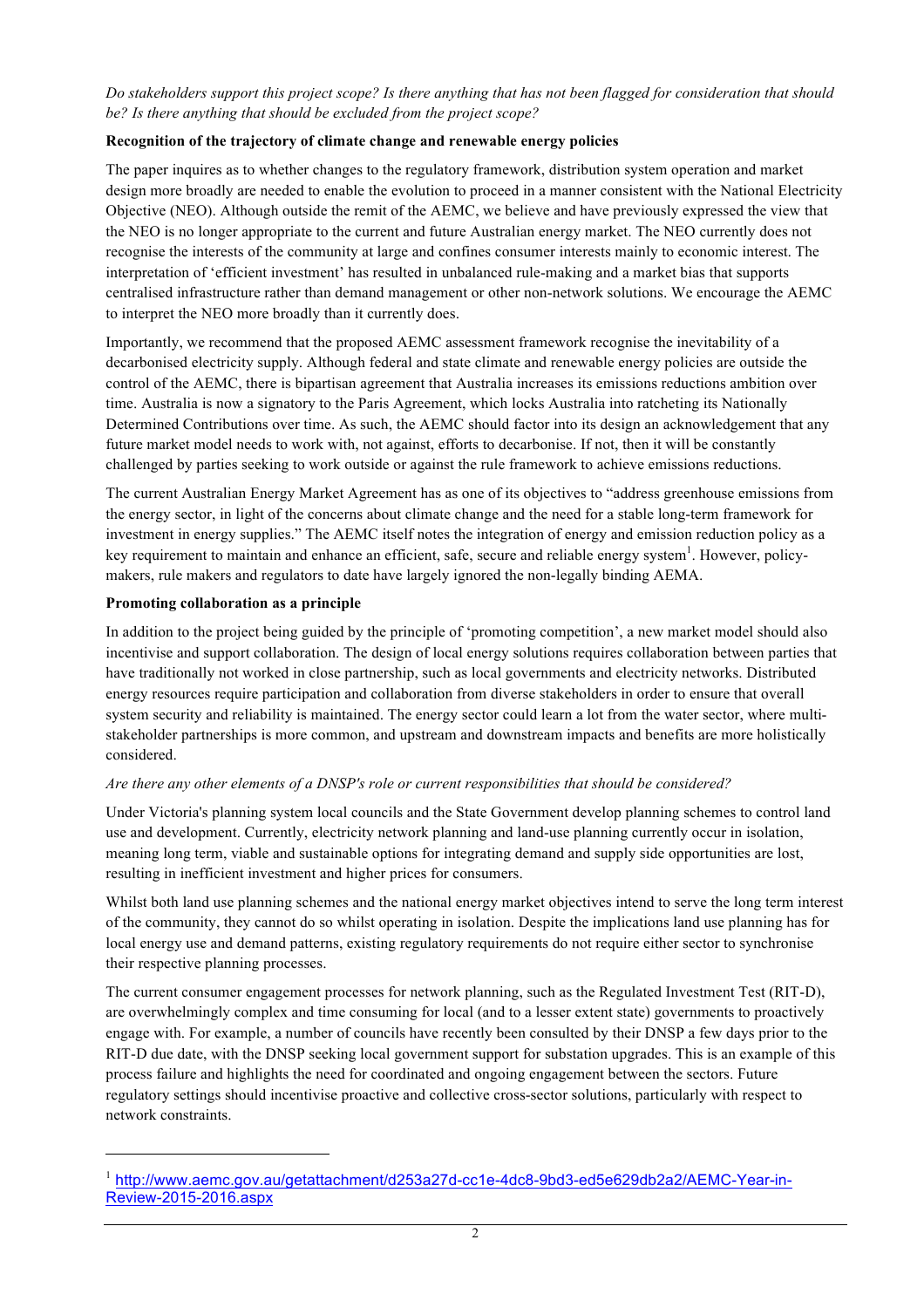*Do stakeholders support this project scope? Is there anything that has not been flagged for consideration that should be? Is there anything that should be excluded from the project scope?*

**Recognition of the trajectory of climate change and renewable energy policies**

The paper inquires as to whether changes to the regulatory framework, distribution system operation and market design more broadly are needed to enable the evolution to proceed in a manner consistent with the National Electricity Objective (NEO). Although outside the remit of the AEMC, we believe and have previously expressed the view that the NEO is no longer appropriate to the current and future Australian energy market. The NEO currently does not recognise the interests of the community at large and confines consumer interests mainly to economic interest. The interpretation of 'efficient investment' has resulted in unbalanced rule-making and a market bias that supports centralised infrastructure rather than demand management or other non-network solutions. We encourage the AEMC to interpret the NEO more broadly than it currently does.

Importantly, we recommend that the proposed AEMC assessment framework recognise the inevitability of a decarbonised electricity supply. Although federal and state climate and renewable energy policies are outside the control of the AEMC, there is bipartisan agreement that Australia increases its emissions reductions ambition over time. Australia is now a signatory to the Paris Agreement, which locks Australia into ratcheting its Nationally Determined Contributions over time. As such, the AEMC should factor into its design an acknowledgement that any future market model needs to work with, not against, efforts to decarbonise. If not, then it will be constantly challenged by parties seeking to work outside or against the rule framework to achieve emissions reductions.

The current Australian Energy Market Agreement has as one of its objectives to "address greenhouse emissions from the energy sector, in light of the concerns about climate change and the need for a stable long-term framework for investment in energy supplies." The AEMC itself notes the integration of energy and emission reduction policy as a key requirement to maintain and enhance an efficient, safe, secure and reliable energy system[1]. However, policy-makers, rule makers and regulators to date have largely ignored the non-legally binding AEMA.

**Promoting collaboration as a principle**

In addition to the project being guided by the principle of 'promoting competition', a new market model should also incentivise and support collaboration. The design of local energy solutions requires collaboration between parties that have traditionally not worked in close partnership, such as local governments and electricity networks. Distributed energy resources require participation and collaboration from diverse stakeholders in order to ensure that overall system security and reliability is maintained. The energy sector could learn a lot from the water sector, where multi-stakeholder partnerships is more common, and upstream and downstream impacts and benefits are more holistically considered.

*Are there any other elements of a DNSP's role or current responsibilities that should be considered?*

Under Victoria's planning system local councils and the State Government develop planning schemes to control land use and development. Currently, electricity network planning and land-use planning currently occur in isolation, meaning long term, viable and sustainable options for integrating demand and supply side opportunities are lost, resulting in inefficient investment and higher prices for consumers.

Whilst both land use planning schemes and the national energy market objectives intend to serve the long term interest of the community, they cannot do so whilst operating in isolation. Despite the implications land use planning has for local energy use and demand patterns, existing regulatory requirements do not require either sector to synchronise their respective planning processes.

The current consumer engagement processes for network planning, such as the Regulated Investment Test (RIT-D), are overwhelmingly complex and time consuming for local (and to a lesser extent state) governments to proactively engage with. For example, a number of councils have recently been consulted by their DNSP a few days prior to the RIT-D due date, with the DNSP seeking local government support for substation upgrades. This is an example of this process failure and highlights the need for coordinated and ongoing engagement between the sectors. Future regulatory settings should incentivise proactive and collective cross-sector solutions, particularly with respect to network constraints.

---

[1] http://www.aemc.gov.au/getattachment/d253a27d-cc1e-4dc8-9bd3-ed5e629db2a2/AEMC-Year-in-Review-2015-2016.aspx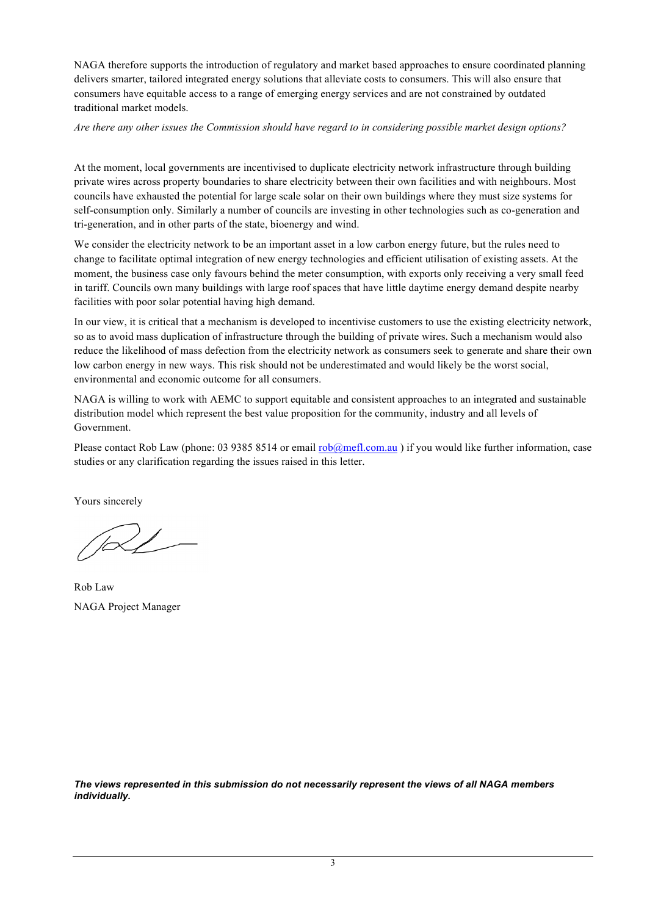NAGA therefore supports the introduction of regulatory and market based approaches to ensure coordinated planning delivers smarter, tailored integrated energy solutions that alleviate costs to consumers. This will also ensure that consumers have equitable access to a range of emerging energy services and are not constrained by outdated traditional market models.

*Are there any other issues the Commission should have regard to in considering possible market design options?*

At the moment, local governments are incentivised to duplicate electricity network infrastructure through building private wires across property boundaries to share electricity between their own facilities and with neighbours. Most councils have exhausted the potential for large scale solar on their own buildings where they must size systems for self-consumption only. Similarly a number of councils are investing in other technologies such as co-generation and tri-generation, and in other parts of the state, bioenergy and wind.

We consider the electricity network to be an important asset in a low carbon energy future, but the rules need to change to facilitate optimal integration of new energy technologies and efficient utilisation of existing assets. At the moment, the business case only favours behind the meter consumption, with exports only receiving a very small feed in tariff. Councils own many buildings with large roof spaces that have little daytime energy demand despite nearby facilities with poor solar potential having high demand.

In our view, it is critical that a mechanism is developed to incentivise customers to use the existing electricity network, so as to avoid mass duplication of infrastructure through the building of private wires. Such a mechanism would also reduce the likelihood of mass defection from the electricity network as consumers seek to generate and share their own low carbon energy in new ways. This risk should not be underestimated and would likely be the worst social, environmental and economic outcome for all consumers.

NAGA is willing to work with AEMC to support equitable and consistent approaches to an integrated and sustainable distribution model which represent the best value proposition for the community, industry and all levels of Government.

Please contact Rob Law (phone: 03 9385 8514 or email rob@mefl.com.au ) if you would like further information, case studies or any clarification regarding the issues raised in this letter.

Yours sincerely

Rob Law

NAGA Project Manager

***The views represented in this submission do not necessarily represent the views of all NAGA members individually.***